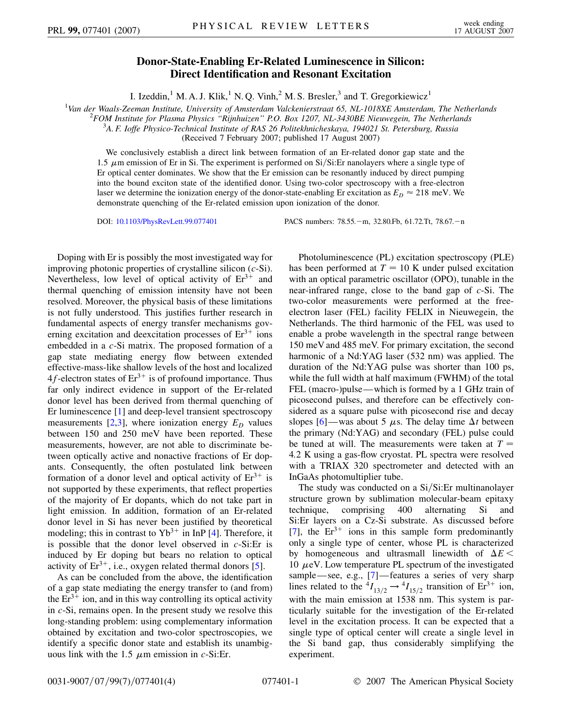# Donor-State-Enabling Er-Related Luminescence in Silicon: Direct Identification and Resonant Excitation

I. Izeddin,[1] M. A. J. Klik,[1] N. Q. Vinh,[2] M. S. Bresler,[3] and T. Gregorkiewicz[1]

[1]*Van der Waals-Zeeman Institute, University of Amsterdam Valckenierstraat 65, NL-1018XE Amsterdam, The Netherlands*
[2]*FOM Institute for Plasma Physics "Rijnhuizen" P.O. Box 1207, NL-3430BE Nieuwegein, The Netherlands*
[3]*A. F. Ioffe Physico-Technical Institute of RAS 26 Politekhnicheskaya, 194021 St. Petersburg, Russia*
(Received 7 February 2007; published 17 August 2007)

We conclusively establish a direct link between formation of an Er-related donor gap state and the 1.5 $\mu$m emission of Er in Si. The experiment is performed on Si/Si:Er nanolayers where a single type of Er optical center dominates. We show that the Er emission can be resonantly induced by direct pumping into the bound exciton state of the identified donor. Using two-color spectroscopy with a free-electron laser we determine the ionization energy of the donor-state-enabling Er excitation as $E_D \approx 218$ meV. We demonstrate quenching of the Er-related emission upon ionization of the donor.

DOI: 10.1103/PhysRevLett.99.077401 PACS numbers: 78.55.−m, 32.80.Fb, 61.72.Tt, 78.67.−n

Doping with Er is possibly the most investigated way for improving photonic properties of crystalline silicon (*c*-Si). Nevertheless, low level of optical activity of $Er^{3+}$ and thermal quenching of emission intensity have not been resolved. Moreover, the physical basis of these limitations is not fully understood. This justifies further research in fundamental aspects of energy transfer mechanisms governing excitation and deexcitation processes of $Er^{3+}$ ions embedded in a *c*-Si matrix. The proposed formation of a gap state mediating energy flow between extended effective-mass-like shallow levels of the host and localized $4f$-electron states of $Er^{3+}$ is of profound importance. Thus far only indirect evidence in support of the Er-related donor level has been derived from thermal quenching of Er luminescence [1] and deep-level transient spectroscopy measurements [2,3], where ionization energy $E_D$ values between 150 and 250 meV have been reported. These measurements, however, are not able to discriminate between optically active and nonactive fractions of Er dopants. Consequently, the often postulated link between formation of a donor level and optical activity of $Er^{3+}$ is not supported by these experiments, that reflect properties of the majority of Er dopants, which do not take part in light emission. In addition, formation of an Er-related donor level in Si has never been justified by theoretical modeling; this in contrast to $Yb^{3+}$ in InP [4]. Therefore, it is possible that the donor level observed in *c*-Si:Er is induced by Er doping but bears no relation to optical activity of $Er^{3+}$, i.e., oxygen related thermal donors [5].

As can be concluded from the above, the identification of a gap state mediating the energy transfer to (and from) the $Er^{3+}$ ion, and in this way controlling its optical activity in *c*-Si, remains open. In the present study we resolve this long-standing problem: using complementary information obtained by excitation and two-color spectroscopies, we identify a specific donor state and establish its unambiguous link with the 1.5 $\mu$m emission in *c*-Si:Er.

Photoluminescence (PL) excitation spectroscopy (PLE) has been performed at $T = 10$ K under pulsed excitation with an optical parametric oscillator (OPO), tunable in the near-infrared range, close to the band gap of *c*-Si. The two-color measurements were performed at the free-electron laser (FEL) facility FELIX in Nieuwegein, the Netherlands. The third harmonic of the FEL was used to enable a probe wavelength in the spectral range between 150 meV and 485 meV. For primary excitation, the second harmonic of a Nd:YAG laser (532 nm) was applied. The duration of the Nd:YAG pulse was shorter than 100 ps, while the full width at half maximum (FWHM) of the total FEL (macro-)pulse—which is formed by a 1 GHz train of picosecond pulses, and therefore can be effectively considered as a square pulse with picosecond rise and decay slopes [6]—was about 5 $\mu$s. The delay time $\Delta t$ between the primary (Nd:YAG) and secondary (FEL) pulse could be tuned at will. The measurements were taken at $T = 4.2$ K using a gas-flow cryostat. PL spectra were resolved with a TRIAX 320 spectrometer and detected with an InGaAs photomultiplier tube.

The study was conducted on a Si/Si:Er multinanolayer structure grown by sublimation molecular-beam epitaxy technique, comprising 400 alternating Si and Si:Er layers on a Cz-Si substrate. As discussed before [7], the $Er^{3+}$ ions in this sample form predominantly only a single type of center, whose PL is characterized by homogeneous and ultrasmall linewidth of $\Delta E < 10$ $\mu$eV. Low temperature PL spectrum of the investigated sample—see, e.g., [7]—features a series of very sharp lines related to the $^4I_{13/2} \rightarrow {}^4I_{15/2}$ transition of $Er^{3+}$ ion, with the main emission at 1538 nm. This system is particularly suitable for the investigation of the Er-related level in the excitation process. It can be expected that a single type of optical center will create a single level in the Si band gap, thus considerably simplifying the experiment.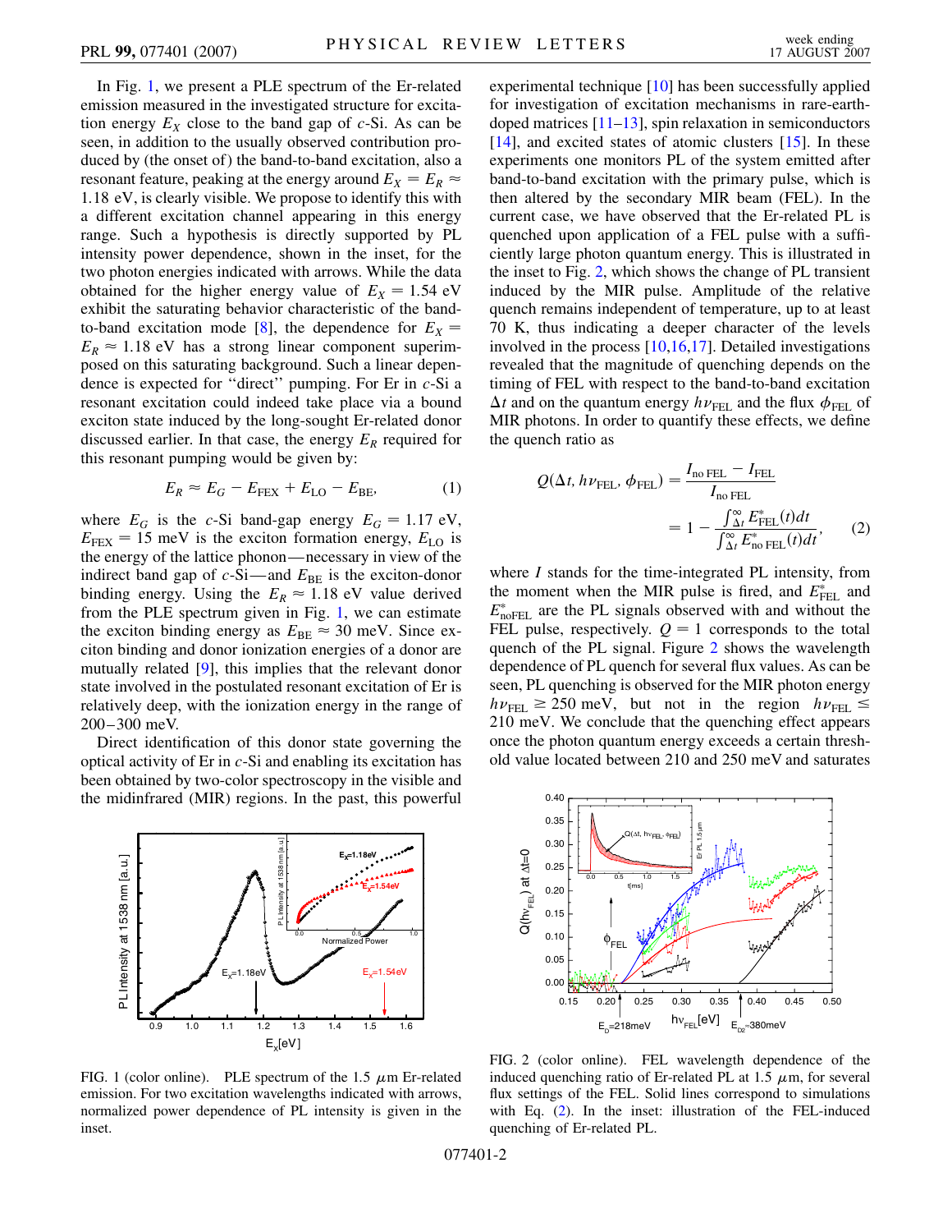In Fig. 1, we present a PLE spectrum of the Er-related emission measured in the investigated structure for excitation energy $E_X$ close to the band gap of c-Si. As can be seen, in addition to the usually observed contribution produced by (the onset of) the band-to-band excitation, also a resonant feature, peaking at the energy around $E_X = E_R \approx 1.18$ eV, is clearly visible. We propose to identify this with a different excitation channel appearing in this energy range. Such a hypothesis is directly supported by PL intensity power dependence, shown in the inset, for the two photon energies indicated with arrows. While the data obtained for the higher energy value of $E_X = 1.54$ eV exhibit the saturating behavior characteristic of the band-to-band excitation mode [8], the dependence for $E_X = E_R \approx 1.18$ eV has a strong linear component superimposed on this saturating background. Such a linear dependence is expected for "direct" pumping. For Er in c-Si a resonant excitation could indeed take place via a bound exciton state induced by the long-sought Er-related donor discussed earlier. In that case, the energy $E_R$ required for this resonant pumping would be given by:

$$E_R \approx E_G - E_{\rm FEX} + E_{\rm LO} - E_{\rm BE}, \qquad (1)$$

where $E_G$ is the c-Si band-gap energy $E_G = 1.17$ eV, $E_{\rm FEX} = 15$ meV is the exciton formation energy, $E_{\rm LO}$ is the energy of the lattice phonon—necessary in view of the indirect band gap of c-Si—and $E_{\rm BE}$ is the exciton-donor binding energy. Using the $E_R \approx 1.18$ eV value derived from the PLE spectrum given in Fig. 1, we can estimate the exciton binding energy as $E_{\rm BE} \approx 30$ meV. Since exciton binding and donor ionization energies of a donor are mutually related [9], this implies that the relevant donor state involved in the postulated resonant excitation of Er is relatively deep, with the ionization energy in the range of 200–300 meV.

Direct identification of this donor state governing the optical activity of Er in c-Si and enabling its excitation has been obtained by two-color spectroscopy in the visible and the midinfrared (MIR) regions. In the past, this powerful experimental technique [10] has been successfully applied for investigation of excitation mechanisms in rare-earth-doped matrices [11–13], spin relaxation in semiconductors [14], and excited states of atomic clusters [15]. In these experiments one monitors PL of the system emitted after band-to-band excitation with the primary pulse, which is then altered by the secondary MIR beam (FEL). In the current case, we have observed that the Er-related PL is quenched upon application of a FEL pulse with a sufficiently large photon quantum energy. This is illustrated in the inset to Fig. 2, which shows the change of PL transient induced by the MIR pulse. Amplitude of the relative quench remains independent of temperature, up to at least 70 K, thus indicating a deeper character of the levels involved in the process [10,16,17]. Detailed investigations revealed that the magnitude of quenching depends on the timing of FEL with respect to the band-to-band excitation $\Delta t$ and on the quantum energy $h\nu_{\rm FEL}$ and the flux $\phi_{\rm FEL}$ of MIR photons. In order to quantify these effects, we define the quench ratio as

$$Q(\Delta t, h\nu_{\rm FEL}, \phi_{\rm FEL}) = \frac{I_{\rm no\,FEL} - I_{\rm FEL}}{I_{\rm no\,FEL}} = 1 - \frac{\int_{\Delta t}^{\infty} E^*_{\rm FEL}(t)dt}{\int_{\Delta t}^{\infty} E^*_{\rm no\,FEL}(t)dt}, \qquad (2)$$

where $I$ stands for the time-integrated PL intensity, from the moment when the MIR pulse is fired, and $E^*_{\rm FEL}$ and $E^*_{\rm noFEL}$ are the PL signals observed with and without the FEL pulse, respectively. $Q = 1$ corresponds to the total quench of the PL signal. Figure 2 shows the wavelength dependence of PL quench for several flux values. As can be seen, PL quenching is observed for the MIR photon energy $h\nu_{\rm FEL} \geq 250$ meV, but not in the region $h\nu_{\rm FEL} \leq 210$ meV. We conclude that the quenching effect appears once the photon quantum energy exceeds a certain threshold value located between 210 and 250 meV and saturates

FIG. 1 (color online). PLE spectrum of the 1.5 $\mu$m Er-related emission. For two excitation wavelengths indicated with arrows, normalized power dependence of PL intensity is given in the inset.

FIG. 2 (color online). FEL wavelength dependence of the induced quenching ratio of Er-related PL at 1.5 $\mu$m, for several flux settings of the FEL. Solid lines correspond to simulations with Eq. (2). In the inset: illustration of the FEL-induced quenching of Er-related PL.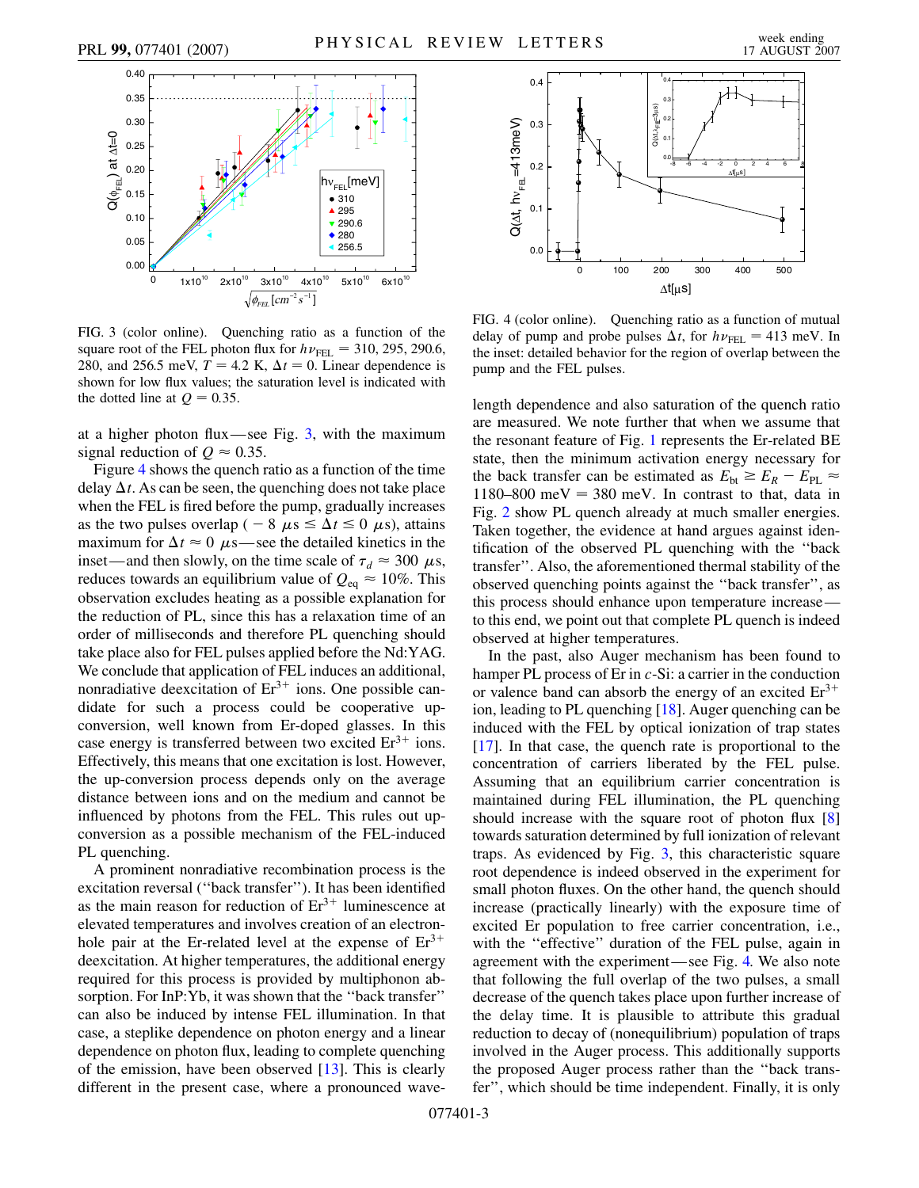FIG. 3 (color online). Quenching ratio as a function of the square root of the FEL photon flux for $h\nu_{FEL} = 310, 295, 290.6, 280$, and $256.5$ meV, $T = 4.2$ K, $\Delta t = 0$. Linear dependence is shown for low flux values; the saturation level is indicated with the dotted line at $Q = 0.35$.

at a higher photon flux—see Fig. 3, with the maximum signal reduction of $Q \approx 0.35$.

Figure 4 shows the quench ratio as a function of the time delay $\Delta t$. As can be seen, the quenching does not take place when the FEL is fired before the pump, gradually increases as the two pulses overlap ($-8\ \mu s \leq \Delta t \leq 0\ \mu s$), attains maximum for $\Delta t \approx 0\ \mu s$—see the detailed kinetics in the inset—and then slowly, on the time scale of $\tau_d \approx 300\ \mu s$, reduces towards an equilibrium value of $Q_{eq} \approx 10\%$. This observation excludes heating as a possible explanation for the reduction of PL, since this has a relaxation time of an order of milliseconds and therefore PL quenching should take place also for FEL pulses applied before the Nd:YAG. We conclude that application of FEL induces an additional, nonradiative deexcitation of $Er^{3+}$ ions. One possible candidate for such a process could be cooperative up-conversion, well known from Er-doped glasses. In this case energy is transferred between two excited $Er^{3+}$ ions. Effectively, this means that one excitation is lost. However, the up-conversion process depends only on the average distance between ions and on the medium and cannot be influenced by photons from the FEL. This rules out up-conversion as a possible mechanism of the FEL-induced PL quenching.

A prominent nonradiative recombination process is the excitation reversal ("back transfer"). It has been identified as the main reason for reduction of $Er^{3+}$ luminescence at elevated temperatures and involves creation of an electron-hole pair at the Er-related level at the expense of $Er^{3+}$ deexcitation. At higher temperatures, the additional energy required for this process is provided by multiphonon absorption. For InP:Yb, it was shown that the "back transfer" can also be induced by intense FEL illumination. In that case, a steplike dependence on photon energy and a linear dependence on photon flux, leading to complete quenching of the emission, have been observed [13]. This is clearly different in the present case, where a pronounced wave-

FIG. 4 (color online). Quenching ratio as a function of mutual delay of pump and probe pulses $\Delta t$, for $h\nu_{FEL} = 413$ meV. In the inset: detailed behavior for the region of overlap between the pump and the FEL pulses.

length dependence and also saturation of the quench ratio are measured. We note further that when we assume that the resonant feature of Fig. 1 represents the Er-related BE state, then the minimum activation energy necessary for the back transfer can be estimated as $E_{bt} \geq E_R - E_{PL} \approx 1180–800$ meV $= 380$ meV. In contrast to that, data in Fig. 2 show PL quench already at much smaller energies. Taken together, the evidence at hand argues against identification of the observed PL quenching with the "back transfer". Also, the aforementioned thermal stability of the observed quenching points against the "back transfer", as this process should enhance upon temperature increase—to this end, we point out that complete PL quench is indeed observed at higher temperatures.

In the past, also Auger mechanism has been found to hamper PL process of Er in *c*-Si: a carrier in the conduction or valence band can absorb the energy of an excited $Er^{3+}$ ion, leading to PL quenching [18]. Auger quenching can be induced with the FEL by optical ionization of trap states [17]. In that case, the quench rate is proportional to the concentration of carriers liberated by the FEL pulse. Assuming that an equilibrium carrier concentration is maintained during FEL illumination, the PL quenching should increase with the square root of photon flux [8] towards saturation determined by full ionization of relevant traps. As evidenced by Fig. 3, this characteristic square root dependence is indeed observed in the experiment for small photon fluxes. On the other hand, the quench should increase (practically linearly) with the exposure time of excited Er population to free carrier concentration, i.e., with the "effective" duration of the FEL pulse, again in agreement with the experiment—see Fig. 4. We also note that following the full overlap of the two pulses, a small decrease of the quench takes place upon further increase of the delay time. It is plausible to attribute this gradual reduction to decay of (nonequilibrium) population of traps involved in the Auger process. This additionally supports the proposed Auger process rather than the "back transfer", which should be time independent. Finally, it is only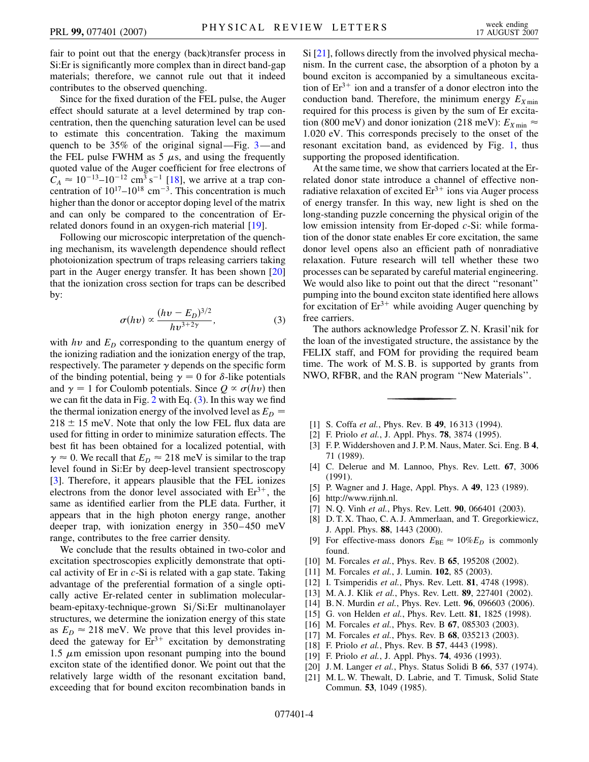fair to point out that the energy (back)transfer process in Si:Er is significantly more complex than in direct band-gap materials; therefore, we cannot rule out that it indeed contributes to the observed quenching.

Since for the fixed duration of the FEL pulse, the Auger effect should saturate at a level determined by trap concentration, then the quenching saturation level can be used to estimate this concentration. Taking the maximum quench to be 35% of the original signal—Fig. 3—and the FEL pulse FWHM as 5 $\mu$s, and using the frequently quoted value of the Auger coefficient for free electrons of $C_A \approx 10^{-13}$–$10^{-12}$ cm$^3$ s$^{-1}$ [18], we arrive at a trap concentration of $10^{17}$–$10^{18}$ cm$^{-3}$. This concentration is much higher than the donor or acceptor doping level of the matrix and can only be compared to the concentration of Er-related donors found in an oxygen-rich material [19].

Following our microscopic interpretation of the quenching mechanism, its wavelength dependence should reflect photoionization spectrum of traps releasing carriers taking part in the Auger energy transfer. It has been shown [20] that the ionization cross section for traps can be described by:

$$\sigma(h\upsilon) \propto \frac{(h\upsilon - E_D)^{3/2}}{h\upsilon^{3+2\gamma}}, \tag{3}$$

with $h\upsilon$ and $E_D$ corresponding to the quantum energy of the ionizing radiation and the ionization energy of the trap, respectively. The parameter $\gamma$ depends on the specific form of the binding potential, being $\gamma = 0$ for $\delta$-like potentials and $\gamma = 1$ for Coulomb potentials. Since $Q \propto \sigma(h\upsilon)$ then we can fit the data in Fig. 2 with Eq. (3). In this way we find the thermal ionization energy of the involved level as $E_D = 218 \pm 15$ meV. Note that only the low FEL flux data are used for fitting in order to minimize saturation effects. The best fit has been obtained for a localized potential, with $\gamma \approx 0$. We recall that $E_D \approx 218$ meV is similar to the trap level found in Si:Er by deep-level transient spectroscopy [3]. Therefore, it appears plausible that the FEL ionizes electrons from the donor level associated with $Er^{3+}$, the same as identified earlier from the PLE data. Further, it appears that in the high photon energy range, another deeper trap, with ionization energy in 350–450 meV range, contributes to the free carrier density.

We conclude that the results obtained in two-color and excitation spectroscopies explicitly demonstrate that optical activity of Er in *c*-Si is related with a gap state. Taking advantage of the preferential formation of a single optically active Er-related center in sublimation molecular-beam-epitaxy-technique-grown Si/Si:Er multinanolayer structures, we determine the ionization energy of this state as $E_D \approx 218$ meV. We prove that this level provides indeed the gateway for $Er^{3+}$ excitation by demonstrating 1.5 $\mu$m emission upon resonant pumping into the bound exciton state of the identified donor. We point out that the relatively large width of the resonant excitation band, exceeding that for bound exciton recombination bands in Si [21], follows directly from the involved physical mechanism. In the current case, the absorption of a photon by a bound exciton is accompanied by a simultaneous excitation of $Er^{3+}$ ion and a transfer of a donor electron into the conduction band. Therefore, the minimum energy $E_{X\min}$ required for this process is given by the sum of Er excitation (800 meV) and donor ionization (218 meV): $E_{X\min} \approx 1.020$ eV. This corresponds precisely to the onset of the resonant excitation band, as evidenced by Fig. 1, thus supporting the proposed identification.

At the same time, we show that carriers located at the Er-related donor state introduce a channel of effective nonradiative relaxation of excited $Er^{3+}$ ions via Auger process of energy transfer. In this way, new light is shed on the long-standing puzzle concerning the physical origin of the low emission intensity from Er-doped *c*-Si: while formation of the donor state enables Er core excitation, the same donor level opens also an efficient path of nonradiative relaxation. Future research will tell whether these two processes can be separated by careful material engineering. We would also like to point out that the direct "resonant" pumping into the bound exciton state identified here allows for excitation of $Er^{3+}$ while avoiding Auger quenching by free carriers.

The authors acknowledge Professor Z. N. Krasil'nik for the loan of the investigated structure, the assistance by the FELIX staff, and FOM for providing the required beam time. The work of M. S. B. is supported by grants from NWO, RFBR, and the RAN program "New Materials".

---

[1] S. Coffa *et al.*, Phys. Rev. B **49**, 16 313 (1994).
[2] F. Priolo *et al.*, J. Appl. Phys. **78**, 3874 (1995).
[3] F. P. Widdershoven and J. P. M. Naus, Mater. Sci. Eng. B **4**, 71 (1989).
[4] C. Delerue and M. Lannoo, Phys. Rev. Lett. **67**, 3006 (1991).
[5] P. Wagner and J. Hage, Appl. Phys. A **49**, 123 (1989).
[6] http://www.rijnh.nl.
[7] N. Q. Vinh *et al.*, Phys. Rev. Lett. **90**, 066401 (2003).
[8] D. T. X. Thao, C. A. J. Ammerlaan, and T. Gregorkiewicz, J. Appl. Phys. **88**, 1443 (2000).
[9] For effective-mass donors $E_{BE} \approx 10\% E_D$ is commonly found.
[10] M. Forcales *et al.*, Phys. Rev. B **65**, 195208 (2002).
[11] M. Forcales *et al.*, J. Lumin. **102**, 85 (2003).
[12] I. Tsimperidis *et al.*, Phys. Rev. Lett. **81**, 4748 (1998).
[13] M. A. J. Klik *et al.*, Phys. Rev. Lett. **89**, 227401 (2002).
[14] B. N. Murdin *et al.*, Phys. Rev. Lett. **96**, 096603 (2006).
[15] G. von Helden *et al.*, Phys. Rev. Lett. **81**, 1825 (1998).
[16] M. Forcales *et al.*, Phys. Rev. B **67**, 085303 (2003).
[17] M. Forcales *et al.*, Phys. Rev. B **68**, 035213 (2003).
[18] F. Priolo *et al.*, Phys. Rev. B **57**, 4443 (1998).
[19] F. Priolo *et al.*, J. Appl. Phys. **74**, 4936 (1993).
[20] J. M. Langer *et al.*, Phys. Status Solidi B **66**, 537 (1974).
[21] M. L. W. Thewalt, D. Labrie, and T. Timusk, Solid State Commun. **53**, 1049 (1985).